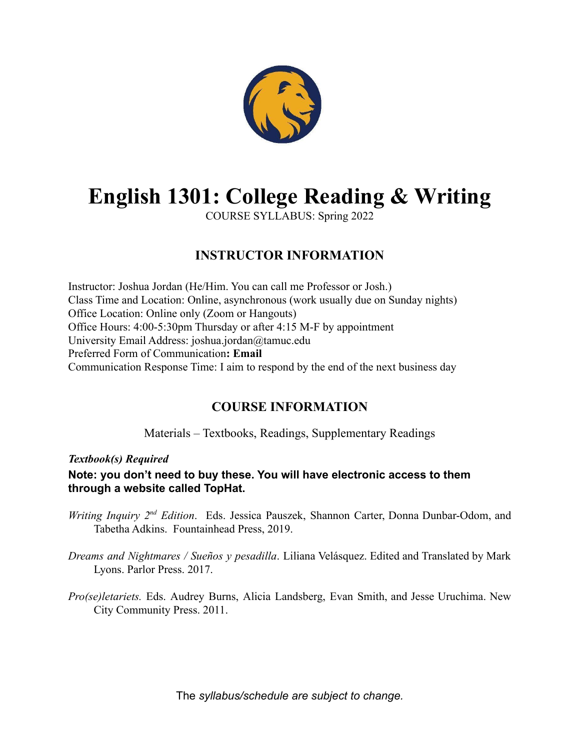# English 1301: College Reading & Writing

COURSE SYLLABUS: Spring 2022

## INSTRUCTOR INFORMATION

Instructor: Joshua Jordan (He/Him. You can call me Professor or Josh.)
Class Time and Location: Online, asynchronous (work usually due on Sunday nights)
Office Location: Online only (Zoom or Hangouts)
Office Hours: 4:00-5:30pm Thursday or after 4:15 M-F by appointment
University Email Address: joshua.jordan@tamuc.edu
Preferred Form of Communication**: Email**
Communication Response Time: I aim to respond by the end of the next business day

## COURSE INFORMATION

Materials – Textbooks, Readings, Supplementary Readings

***Textbook(s) Required***

**Note: you don't need to buy these. You will have electronic access to them through a website called TopHat.**

*Writing Inquiry 2nd Edition*. Eds. Jessica Pauszek, Shannon Carter, Donna Dunbar-Odom, and Tabetha Adkins. Fountainhead Press, 2019.

*Dreams and Nightmares / Sueños y pesadilla*. Liliana Velásquez. Edited and Translated by Mark Lyons. Parlor Press. 2017.

*Pro(se)letariets.* Eds. Audrey Burns, Alicia Landsberg, Evan Smith, and Jesse Uruchima. New City Community Press. 2011.

The *syllabus/schedule are subject to change.*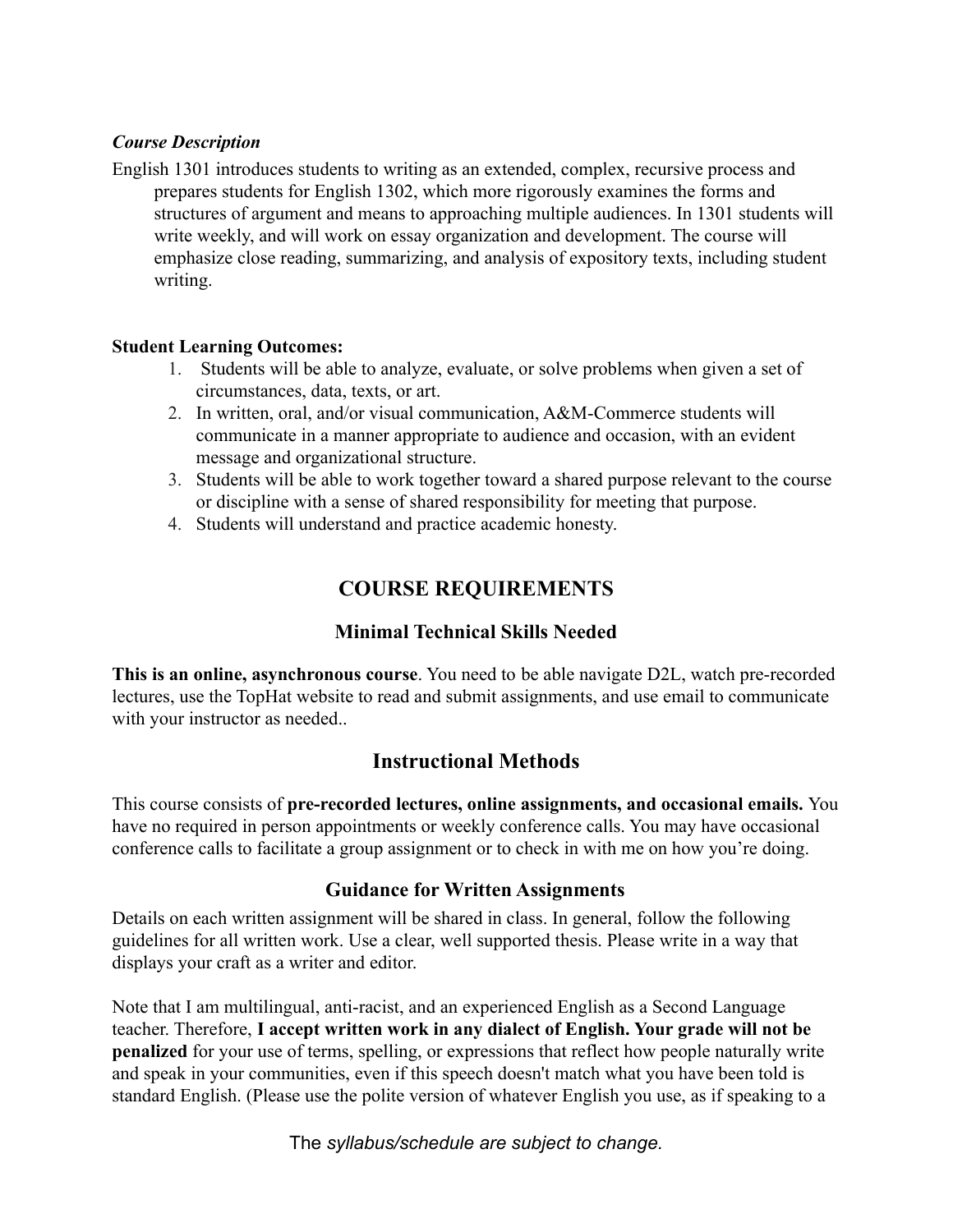*Course Description*

English 1301 introduces students to writing as an extended, complex, recursive process and prepares students for English 1302, which more rigorously examines the forms and structures of argument and means to approaching multiple audiences. In 1301 students will write weekly, and will work on essay organization and development. The course will emphasize close reading, summarizing, and analysis of expository texts, including student writing.

**Student Learning Outcomes:**

1. Students will be able to analyze, evaluate, or solve problems when given a set of circumstances, data, texts, or art.
2. In written, oral, and/or visual communication, A&M-Commerce students will communicate in a manner appropriate to audience and occasion, with an evident message and organizational structure.
3. Students will be able to work together toward a shared purpose relevant to the course or discipline with a sense of shared responsibility for meeting that purpose.
4. Students will understand and practice academic honesty.

## COURSE REQUIREMENTS

### Minimal Technical Skills Needed

**This is an online, asynchronous course**. You need to be able navigate D2L, watch pre-recorded lectures, use the TopHat website to read and submit assignments, and use email to communicate with your instructor as needed..

## Instructional Methods

This course consists of **pre-recorded lectures, online assignments, and occasional emails.** You have no required in person appointments or weekly conference calls. You may have occasional conference calls to facilitate a group assignment or to check in with me on how you're doing.

### Guidance for Written Assignments

Details on each written assignment will be shared in class. In general, follow the following guidelines for all written work. Use a clear, well supported thesis. Please write in a way that displays your craft as a writer and editor.

Note that I am multilingual, anti-racist, and an experienced English as a Second Language teacher. Therefore, **I accept written work in any dialect of English. Your grade will not be penalized** for your use of terms, spelling, or expressions that reflect how people naturally write and speak in your communities, even if this speech doesn't match what you have been told is standard English. (Please use the polite version of whatever English you use, as if speaking to a

The *syllabus/schedule are subject to change.*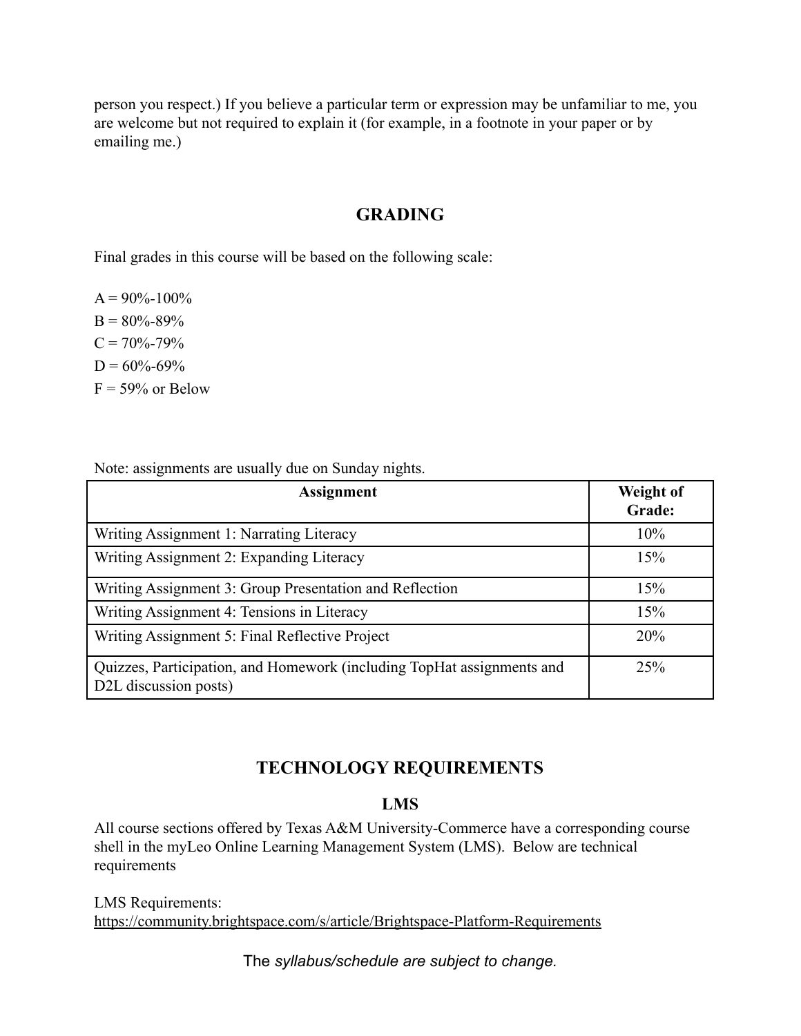person you respect.) If you believe a particular term or expression may be unfamiliar to me, you are welcome but not required to explain it (for example, in a footnote in your paper or by emailing me.)

## GRADING

Final grades in this course will be based on the following scale:

A = 90%-100%
B = 80%-89%
C = 70%-79%
D = 60%-69%
F = 59% or Below

Note: assignments are usually due on Sunday nights.

| Assignment | Weight of Grade: |
|---|---|
| Writing Assignment 1: Narrating Literacy | 10% |
| Writing Assignment 2: Expanding Literacy | 15% |
| Writing Assignment 3: Group Presentation and Reflection | 15% |
| Writing Assignment 4: Tensions in Literacy | 15% |
| Writing Assignment 5: Final Reflective Project | 20% |
| Quizzes, Participation, and Homework (including TopHat assignments and D2L discussion posts) | 25% |

## TECHNOLOGY REQUIREMENTS

### LMS

All course sections offered by Texas A&M University-Commerce have a corresponding course shell in the myLeo Online Learning Management System (LMS). Below are technical requirements

LMS Requirements:
https://community.brightspace.com/s/article/Brightspace-Platform-Requirements

The *syllabus/schedule are subject to change.*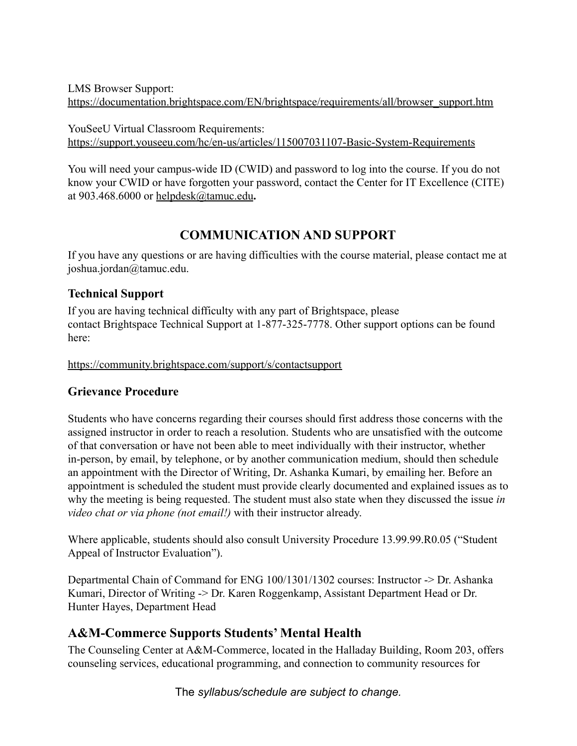LMS Browser Support:
https://documentation.brightspace.com/EN/brightspace/requirements/all/browser_support.htm

YouSeeU Virtual Classroom Requirements:
https://support.youseeu.com/hc/en-us/articles/115007031107-Basic-System-Requirements

You will need your campus-wide ID (CWID) and password to log into the course. If you do not know your CWID or have forgotten your password, contact the Center for IT Excellence (CITE) at 903.468.6000 or helpdesk@tamuc.edu**.**

## COMMUNICATION AND SUPPORT

If you have any questions or are having difficulties with the course material, please contact me at joshua.jordan@tamuc.edu.

### Technical Support

If you are having technical difficulty with any part of Brightspace, please contact Brightspace Technical Support at 1-877-325-7778. Other support options can be found here:

https://community.brightspace.com/support/s/contactsupport

### Grievance Procedure

Students who have concerns regarding their courses should first address those concerns with the assigned instructor in order to reach a resolution. Students who are unsatisfied with the outcome of that conversation or have not been able to meet individually with their instructor, whether in-person, by email, by telephone, or by another communication medium, should then schedule an appointment with the Director of Writing, Dr. Ashanka Kumari, by emailing her. Before an appointment is scheduled the student must provide clearly documented and explained issues as to why the meeting is being requested. The student must also state when they discussed the issue *in video chat or via phone (not email!)* with their instructor already.

Where applicable, students should also consult University Procedure 13.99.99.R0.05 ("Student Appeal of Instructor Evaluation").

Departmental Chain of Command for ENG 100/1301/1302 courses: Instructor -> Dr. Ashanka Kumari, Director of Writing -> Dr. Karen Roggenkamp, Assistant Department Head or Dr. Hunter Hayes, Department Head

### A&M-Commerce Supports Students' Mental Health

The Counseling Center at A&M-Commerce, located in the Halladay Building, Room 203, offers counseling services, educational programming, and connection to community resources for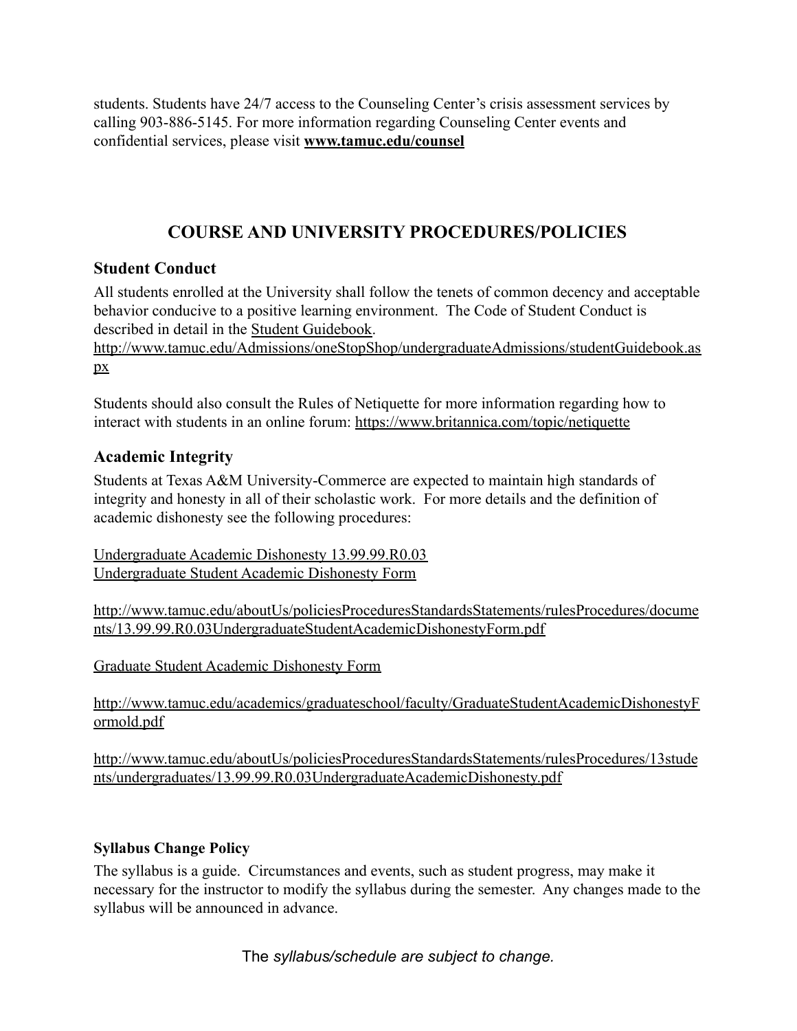students. Students have 24/7 access to the Counseling Center's crisis assessment services by calling 903-886-5145. For more information regarding Counseling Center events and confidential services, please visit **www.tamuc.edu/counsel**

## COURSE AND UNIVERSITY PROCEDURES/POLICIES

### Student Conduct

All students enrolled at the University shall follow the tenets of common decency and acceptable behavior conducive to a positive learning environment. The Code of Student Conduct is described in detail in the Student Guidebook.
http://www.tamuc.edu/Admissions/oneStopShop/undergraduateAdmissions/studentGuidebook.aspx

Students should also consult the Rules of Netiquette for more information regarding how to interact with students in an online forum: https://www.britannica.com/topic/netiquette

### Academic Integrity

Students at Texas A&M University-Commerce are expected to maintain high standards of integrity and honesty in all of their scholastic work. For more details and the definition of academic dishonesty see the following procedures:

Undergraduate Academic Dishonesty 13.99.99.R0.03
Undergraduate Student Academic Dishonesty Form

http://www.tamuc.edu/aboutUs/policiesProceduresStandardsStatements/rulesProcedures/documents/13.99.99.R0.03UndergraduateStudentAcademicDishonestyForm.pdf

Graduate Student Academic Dishonesty Form

http://www.tamuc.edu/academics/graduateschool/faculty/GraduateStudentAcademicDishonestyFormold.pdf

http://www.tamuc.edu/aboutUs/policiesProceduresStandardsStatements/rulesProcedures/13students/undergraduates/13.99.99.R0.03UndergraduateAcademicDishonesty.pdf

**Syllabus Change Policy**

The syllabus is a guide. Circumstances and events, such as student progress, may make it necessary for the instructor to modify the syllabus during the semester. Any changes made to the syllabus will be announced in advance.

The *syllabus/schedule are subject to change.*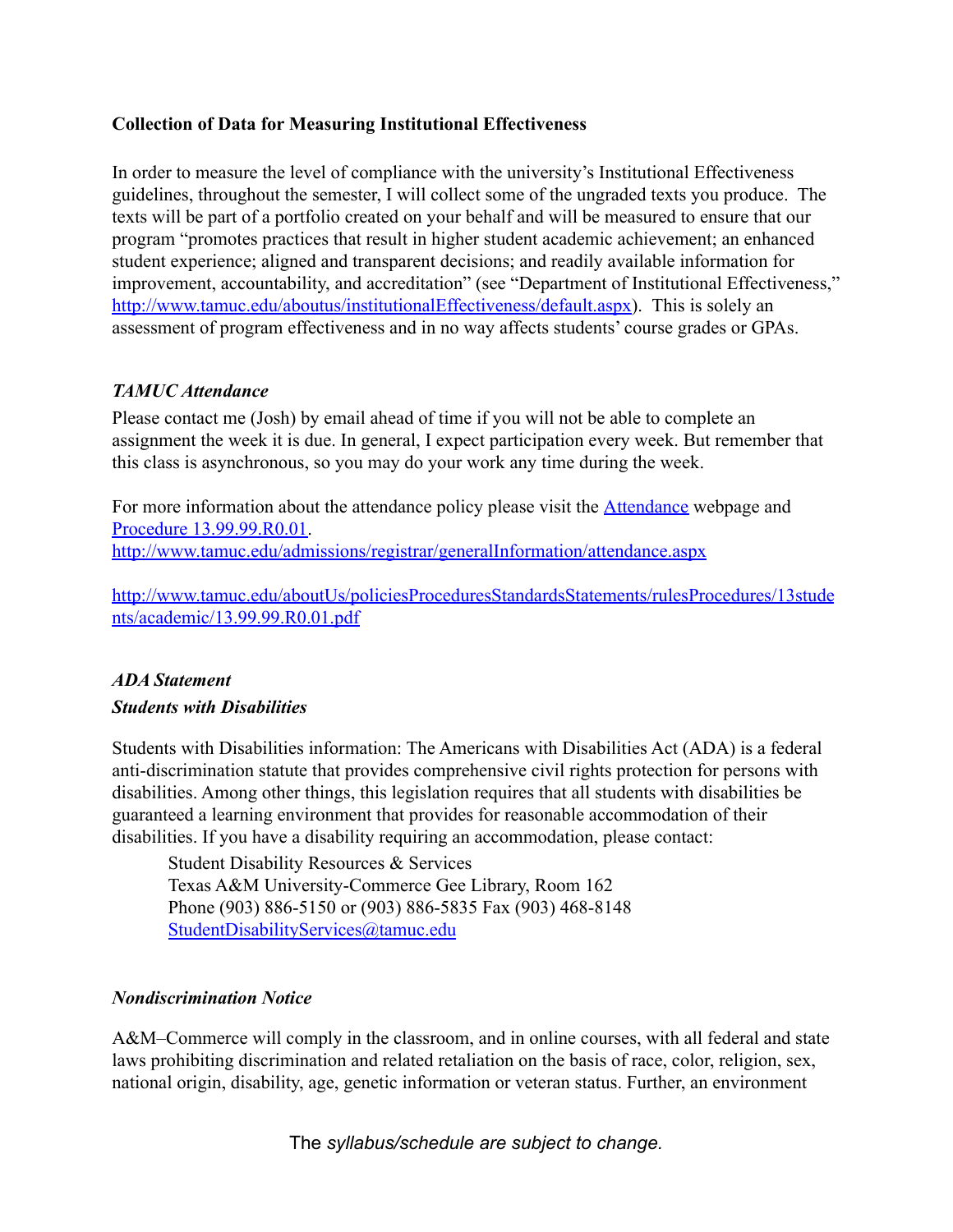**Collection of Data for Measuring Institutional Effectiveness**

In order to measure the level of compliance with the university's Institutional Effectiveness guidelines, throughout the semester, I will collect some of the ungraded texts you produce. The texts will be part of a portfolio created on your behalf and will be measured to ensure that our program "promotes practices that result in higher student academic achievement; an enhanced student experience; aligned and transparent decisions; and readily available information for improvement, accountability, and accreditation" (see "Department of Institutional Effectiveness," http://www.tamuc.edu/aboutus/institutionalEffectiveness/default.aspx). This is solely an assessment of program effectiveness and in no way affects students' course grades or GPAs.

***TAMUC Attendance***

Please contact me (Josh) by email ahead of time if you will not be able to complete an assignment the week it is due. In general, I expect participation every week. But remember that this class is asynchronous, so you may do your work any time during the week.

For more information about the attendance policy please visit the Attendance webpage and Procedure 13.99.99.R0.01.
http://www.tamuc.edu/admissions/registrar/generalInformation/attendance.aspx

http://www.tamuc.edu/aboutUs/policiesProceduresStandardsStatements/rulesProcedures/13students/academic/13.99.99.R0.01.pdf

***ADA Statement***

***Students with Disabilities***

Students with Disabilities information: The Americans with Disabilities Act (ADA) is a federal anti-discrimination statute that provides comprehensive civil rights protection for persons with disabilities. Among other things, this legislation requires that all students with disabilities be guaranteed a learning environment that provides for reasonable accommodation of their disabilities. If you have a disability requiring an accommodation, please contact:

> Student Disability Resources & Services
> Texas A&M University-Commerce Gee Library, Room 162
> Phone (903) 886-5150 or (903) 886-5835 Fax (903) 468-8148
> StudentDisabilityServices@tamuc.edu

***Nondiscrimination Notice***

A&M–Commerce will comply in the classroom, and in online courses, with all federal and state laws prohibiting discrimination and related retaliation on the basis of race, color, religion, sex, national origin, disability, age, genetic information or veteran status. Further, an environment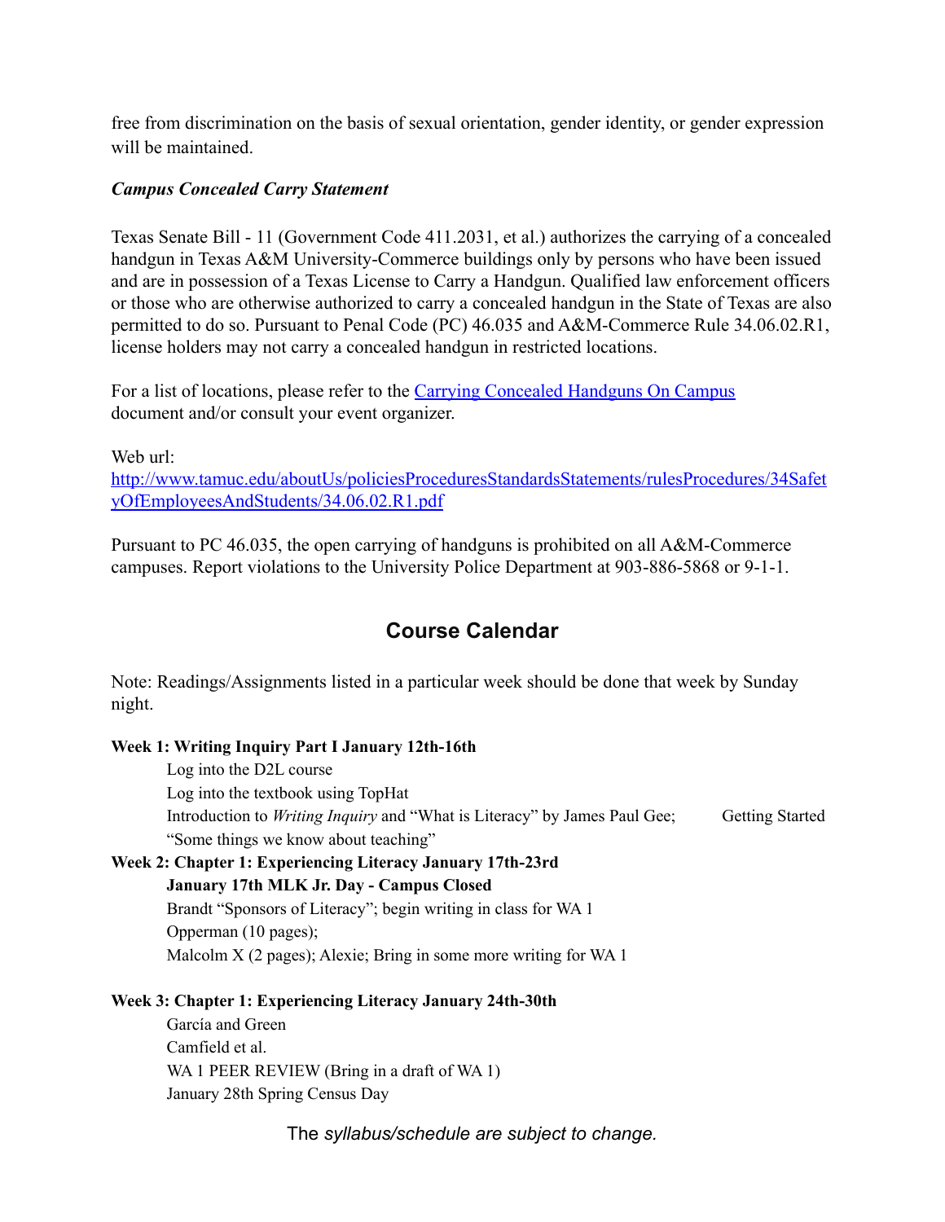free from discrimination on the basis of sexual orientation, gender identity, or gender expression will be maintained.

***Campus Concealed Carry Statement***

Texas Senate Bill - 11 (Government Code 411.2031, et al.) authorizes the carrying of a concealed handgun in Texas A&M University-Commerce buildings only by persons who have been issued and are in possession of a Texas License to Carry a Handgun. Qualified law enforcement officers or those who are otherwise authorized to carry a concealed handgun in the State of Texas are also permitted to do so. Pursuant to Penal Code (PC) 46.035 and A&M-Commerce Rule 34.06.02.R1, license holders may not carry a concealed handgun in restricted locations.

For a list of locations, please refer to the [Carrying Concealed Handguns On Campus](http://www.tamuc.edu/aboutUs/policiesProceduresStandardsStatements/rulesProcedures/34SafetyOfEmployeesAndStudents/34.06.02.R1.pdf) document and/or consult your event organizer.

Web url:
[http://www.tamuc.edu/aboutUs/policiesProceduresStandardsStatements/rulesProcedures/34SafetyOfEmployeesAndStudents/34.06.02.R1.pdf](http://www.tamuc.edu/aboutUs/policiesProceduresStandardsStatements/rulesProcedures/34SafetyOfEmployeesAndStudents/34.06.02.R1.pdf)

Pursuant to PC 46.035, the open carrying of handguns is prohibited on all A&M-Commerce campuses. Report violations to the University Police Department at 903-886-5868 or 9-1-1.

## Course Calendar

Note: Readings/Assignments listed in a particular week should be done that week by Sunday night.

**Week 1: Writing Inquiry Part I January 12th-16th**

- Log into the D2L course
- Log into the textbook using TopHat
- Introduction to *Writing Inquiry* and "What is Literacy" by James Paul Gee; Getting Started "Some things we know about teaching"

**Week 2: Chapter 1: Experiencing Literacy January 17th-23rd**

**January 17th MLK Jr. Day - Campus Closed**

- Brandt "Sponsors of Literacy"; begin writing in class for WA 1
- Opperman (10 pages);
- Malcolm X (2 pages); Alexie; Bring in some more writing for WA 1

**Week 3: Chapter 1: Experiencing Literacy January 24th-30th**

- García and Green
- Camfield et al.
- WA 1 PEER REVIEW (Bring in a draft of WA 1)
- January 28th Spring Census Day

The *syllabus/schedule are subject to change.*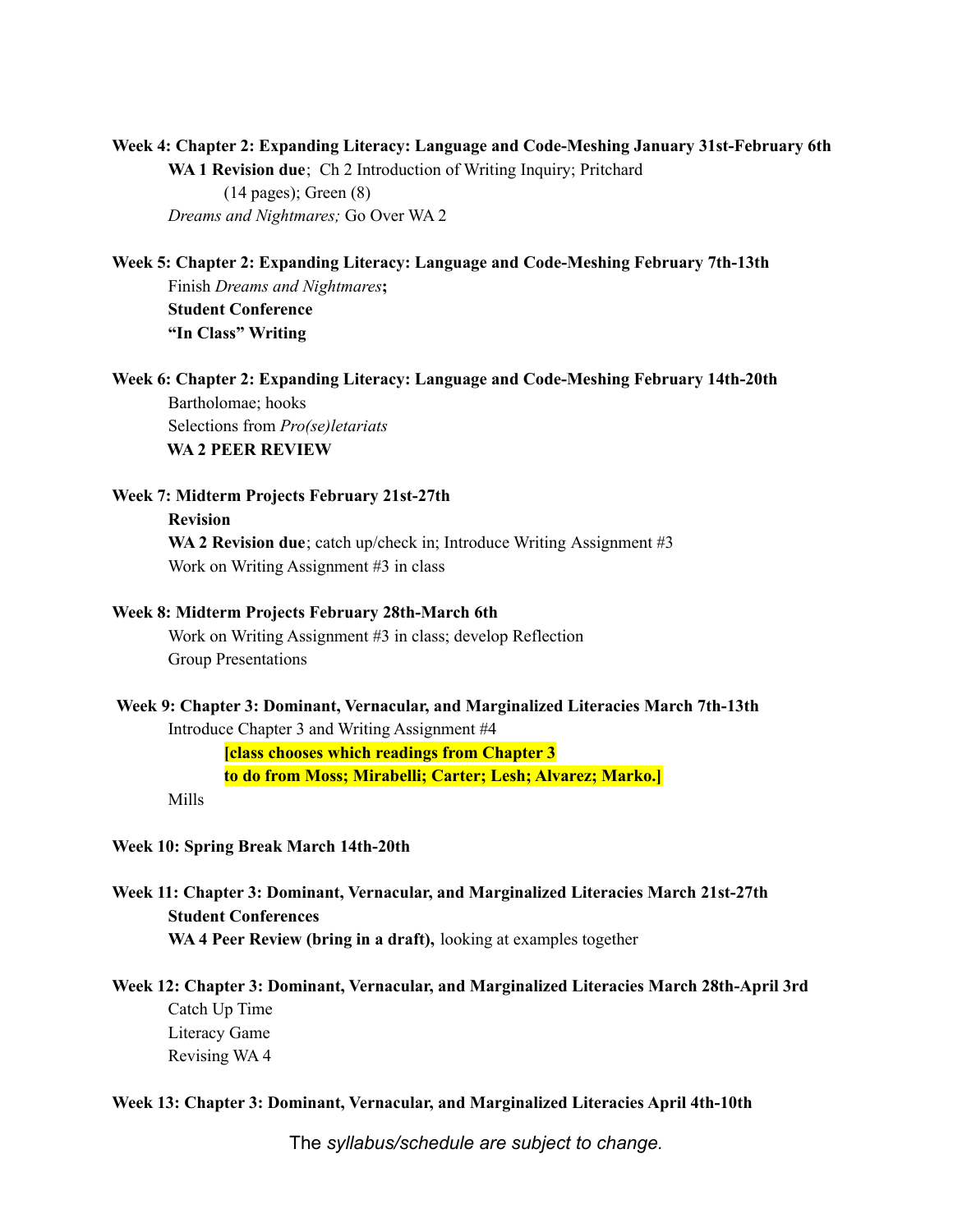**Week 4: Chapter 2: Expanding Literacy: Language and Code-Meshing January 31st-February 6th**

**WA 1 Revision due**; Ch 2 Introduction of Writing Inquiry; Pritchard (14 pages); Green (8)

*Dreams and Nightmares;* Go Over WA 2

**Week 5: Chapter 2: Expanding Literacy: Language and Code-Meshing February 7th-13th**

Finish *Dreams and Nightmares***;**

**Student Conference**

**"In Class" Writing**

**Week 6: Chapter 2: Expanding Literacy: Language and Code-Meshing February 14th-20th**

Bartholomae; hooks

Selections from *Pro(se)letariats*

**WA 2 PEER REVIEW**

**Week 7: Midterm Projects February 21st-27th**

**Revision**

**WA 2 Revision due**; catch up/check in; Introduce Writing Assignment #3

Work on Writing Assignment #3 in class

**Week 8: Midterm Projects February 28th-March 6th**

Work on Writing Assignment #3 in class; develop Reflection

Group Presentations

**Week 9: Chapter 3: Dominant, Vernacular, and Marginalized Literacies March 7th-13th**

Introduce Chapter 3 and Writing Assignment #4

**[class chooses which readings from Chapter 3 to do from Moss; Mirabelli; Carter; Lesh; Alvarez; Marko.]**

Mills

**Week 10: Spring Break March 14th-20th**

**Week 11: Chapter 3: Dominant, Vernacular, and Marginalized Literacies March 21st-27th**

**Student Conferences**

**WA 4 Peer Review (bring in a draft),** looking at examples together

**Week 12: Chapter 3: Dominant, Vernacular, and Marginalized Literacies March 28th-April 3rd**

Catch Up Time

Literacy Game

Revising WA 4

**Week 13: Chapter 3: Dominant, Vernacular, and Marginalized Literacies April 4th-10th**

The *syllabus/schedule are subject to change.*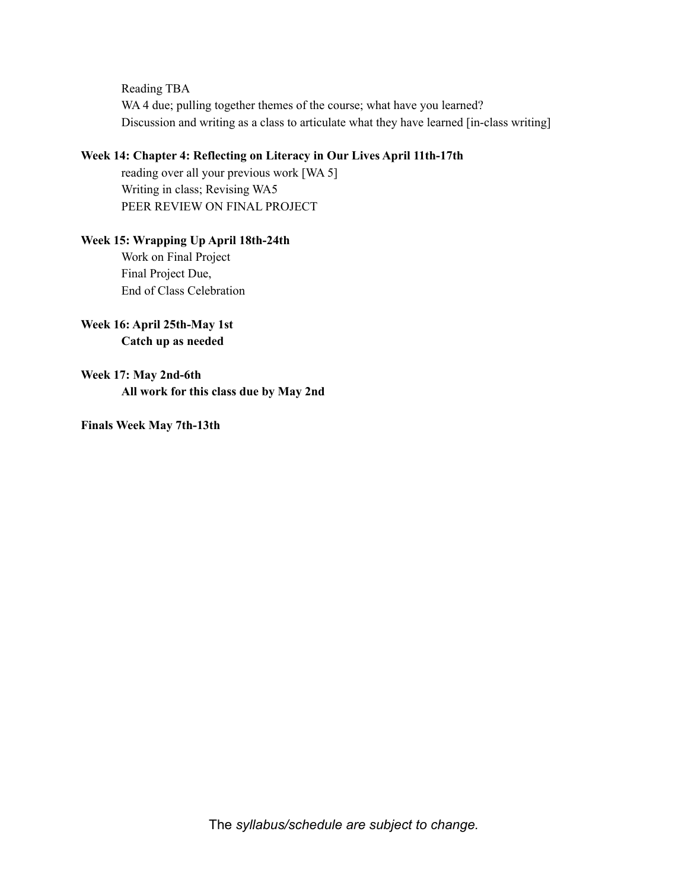Reading TBA
WA 4 due; pulling together themes of the course; what have you learned?
Discussion and writing as a class to articulate what they have learned [in-class writing]

**Week 14: Chapter 4: Reflecting on Literacy in Our Lives April 11th-17th**

reading over all your previous work [WA 5]
Writing in class; Revising WA5
PEER REVIEW ON FINAL PROJECT

**Week 15: Wrapping Up April 18th-24th**

Work on Final Project
Final Project Due,
End of Class Celebration

**Week 16: April 25th-May 1st**

**Catch up as needed**

**Week 17: May 2nd-6th**

**All work for this class due by May 2nd**

**Finals Week May 7th-13th**

The *syllabus/schedule are subject to change.*